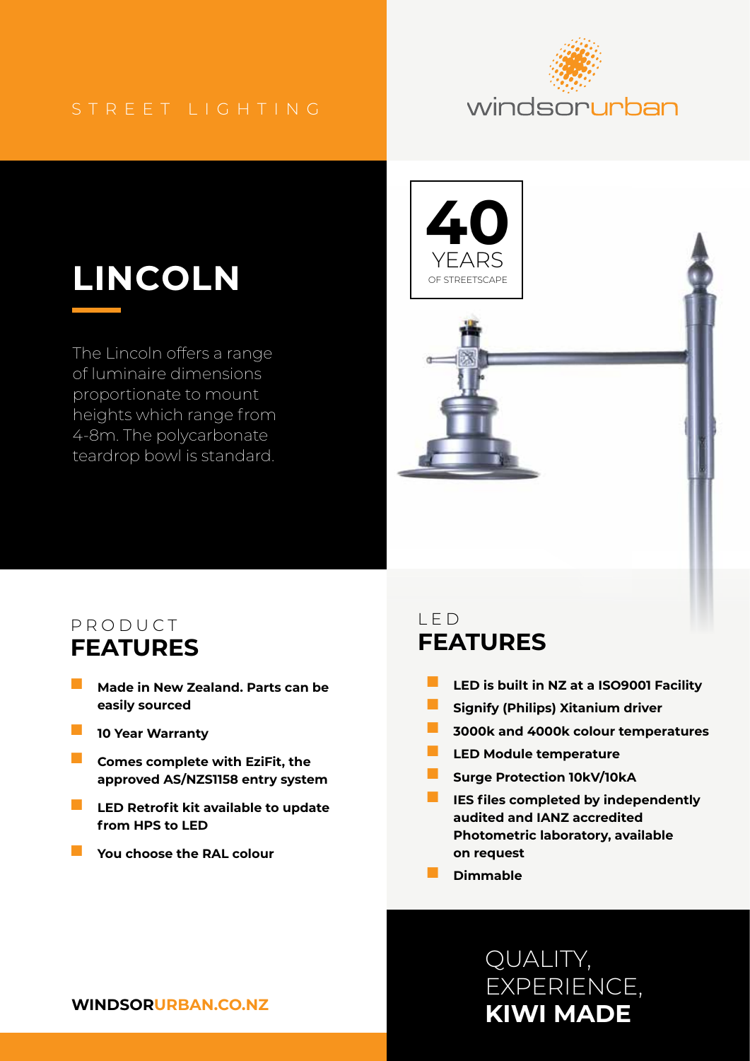STREET LIGHTING

windsorurban

# LINCOLN

The Lincoln offers a range of luminaire dimensions proportionate to mount heights which range from 4-8m. The polycarbonate teardrop bowl is standard.

**40** YEARS OF STREETSCAPE

## PRODUCT FEATURES

- **Made in New Zealand. Parts can be easily sourced**
- **10 Year Warranty**
- **Comes complete with EziFit, the approved AS/NZS1158 entry system**
- **LED Retrofit kit available to update from HPS to LED**
- **You choose the RAL colour**

## LED FEATURES

- **LED is built in NZ at a ISO9001 Facility**
- **Signify (Philips) Xitanium driver**
- **3000k and 4000k colour temperatures**
- **LED Module temperature**
- **Surge Protection 10kV/10kA**
- **IES files completed by independently audited and IANZ accredited Photometric laboratory, available on request**
- **Dimmable**

QUALITY, EXPERIENCE, **KIWI MADE**

**WINDSORURBAN.CO.NZ**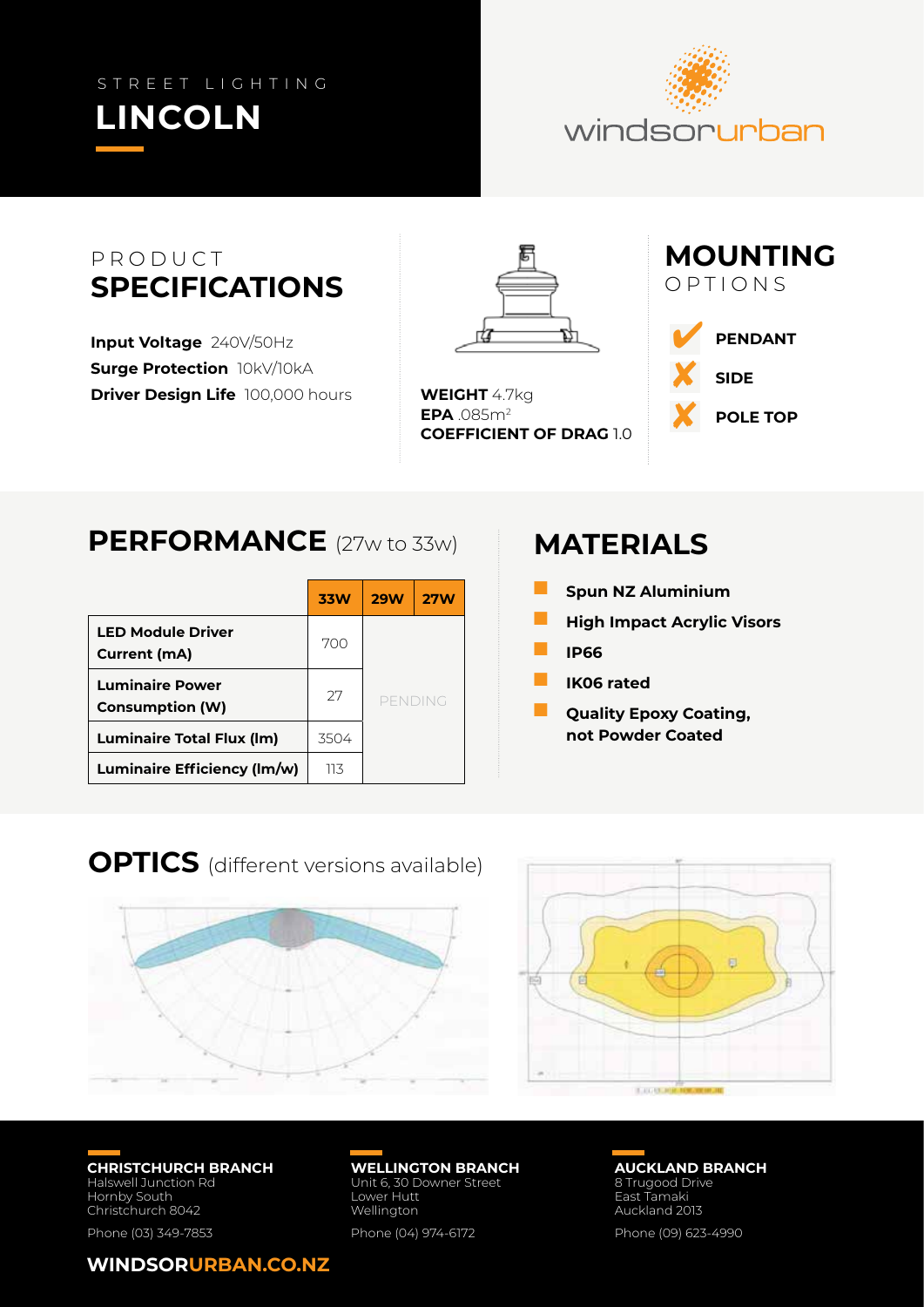STREET LIGHTING

# LINCOLN

windsorurban

## PRODUCT SPECIFICATIONS

**Input Voltage** 240V/50Hz
**Surge Protection** 10kV/10kA
**Driver Design Life** 100,000 hours

**WEIGHT** 4.7kg
**EPA** .085m$^2$
**COEFFICIENT OF DRAG** 1.0

## MOUNTING OPTIONS

- ✔ **PENDANT**
- ✘ **SIDE**
- ✘ **POLE TOP**

## PERFORMANCE (27w to 33w)

| | 33W | 29W | 27W |
|---|---|---|---|
| **LED Module Driver Current (mA)** | 700 | | |
| **Luminaire Power Consumption (W)** | 27 | PENDING | |
| **Luminaire Total Flux (lm)** | 3504 | | |
| **Luminaire Efficiency (lm/w)** | 113 | | |

## MATERIALS

- **Spun NZ Aluminium**
- **High Impact Acrylic Visors**
- **IP66**
- **IK06 rated**
- **Quality Epoxy Coating, not Powder Coated**

## OPTICS (different versions available)

**CHRISTCHURCH BRANCH**
Halswell Junction Rd
Hornby South
Christchurch 8042
Phone (03) 349-7853

**WELLINGTON BRANCH**
Unit 6, 30 Downer Street
Lower Hutt
Wellington
Phone (04) 974-6172

**AUCKLAND BRANCH**
8 Trugood Drive
East Tamaki
Auckland 2013
Phone (09) 623-4990

**WINDSORURBAN.CO.NZ**